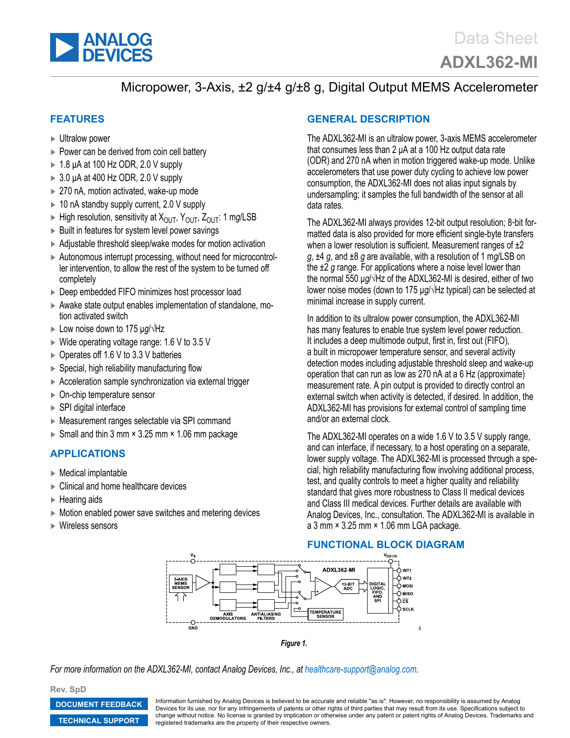# ADXL362-MI

## Micropower, 3-Axis, ±2 g/±4 g/±8 g, Digital Output MEMS Accelerometer

## FEATURES

- Ultralow power
- Power can be derived from coin cell battery
- 1.8 µA at 100 Hz ODR, 2.0 V supply
- 3.0 µA at 400 Hz ODR, 2.0 V supply
- 270 nA, motion activated, wake-up mode
- 10 nA standby supply current, 2.0 V supply
- High resolution, sensitivity at $X_{OUT}$, $Y_{OUT}$, $Z_{OUT}$: 1 m*g*/LSB
- Built in features for system level power savings
- Adjustable threshold sleep/wake modes for motion activation
- Autonomous interrupt processing, without need for microcontroller intervention, to allow the rest of the system to be turned off completely
- Deep embedded FIFO minimizes host processor load
- Awake state output enables implementation of standalone, motion activated switch
- Low noise down to 175 µ*g*/√Hz
- Wide operating voltage range: 1.6 V to 3.5 V
- Operates off 1.6 V to 3.3 V batteries
- Special, high reliability manufacturing flow
- Acceleration sample synchronization via external trigger
- On-chip temperature sensor
- SPI digital interface
- Measurement ranges selectable via SPI command
- Small and thin 3 mm × 3.25 mm × 1.06 mm package

## APPLICATIONS

- Medical implantable
- Clinical and home healthcare devices
- Hearing aids
- Motion enabled power save switches and metering devices
- Wireless sensors

## GENERAL DESCRIPTION

The ADXL362-MI is an ultralow power, 3-axis MEMS accelerometer that consumes less than 2 µA at a 100 Hz output data rate (ODR) and 270 nA when in motion triggered wake-up mode. Unlike accelerometers that use power duty cycling to achieve low power consumption, the ADXL362-MI does not alias input signals by undersampling; it samples the full bandwidth of the sensor at all data rates.

The ADXL362-MI always provides 12-bit output resolution; 8-bit formatted data is also provided for more efficient single-byte transfers when a lower resolution is sufficient. Measurement ranges of ±2 *g*, ±4 *g*, and ±8 *g* are available, with a resolution of 1 m*g*/LSB on the ±2 *g* range. For applications where a noise level lower than the normal 550 µ*g*/√Hz of the ADXL362-MI is desired, either of two lower noise modes (down to 175 µ*g*/√Hz typical) can be selected at minimal increase in supply current.

In addition to its ultralow power consumption, the ADXL362-MI has many features to enable true system level power reduction. It includes a deep multimode output, first in, first out (FIFO), a built in micropower temperature sensor, and several activity detection modes including adjustable threshold sleep and wake-up operation that can run as low as 270 nA at a 6 Hz (approximate) measurement rate. A pin output is provided to directly control an external switch when activity is detected, if desired. In addition, the ADXL362-MI has provisions for external control of sampling time and/or an external clock.

The ADXL362-MI operates on a wide 1.6 V to 3.5 V supply range, and can interface, if necessary, to a host operating on a separate, lower supply voltage. The ADXL362-MI is processed through a special, high reliability manufacturing flow involving additional process, test, and quality controls to meet a higher quality and reliability standard that gives more robustness to Class II medical devices and Class III medical devices. Further details are available with Analog Devices, Inc., consultation. The ADXL362-MI is available in a 3 mm × 3.25 mm × 1.06 mm LGA package.

## FUNCTIONAL BLOCK DIAGRAM

*Figure 1.*

*For more information on the ADXL362-MI, contact Analog Devices, Inc., at healthcare-support@analog.com.*

Rev. SpD

DOCUMENT FEEDBACK

TECHNICAL SUPPORT

Information furnished by Analog Devices is believed to be accurate and reliable "as is". However, no responsibility is assumed by Analog Devices for its use, nor for any infringements of patents or other rights of third parties that may result from its use. Specifications subject to change without notice. No license is granted by implication or otherwise under any patent or patent rights of Analog Devices. Trademarks and registered trademarks are the property of their respective owners.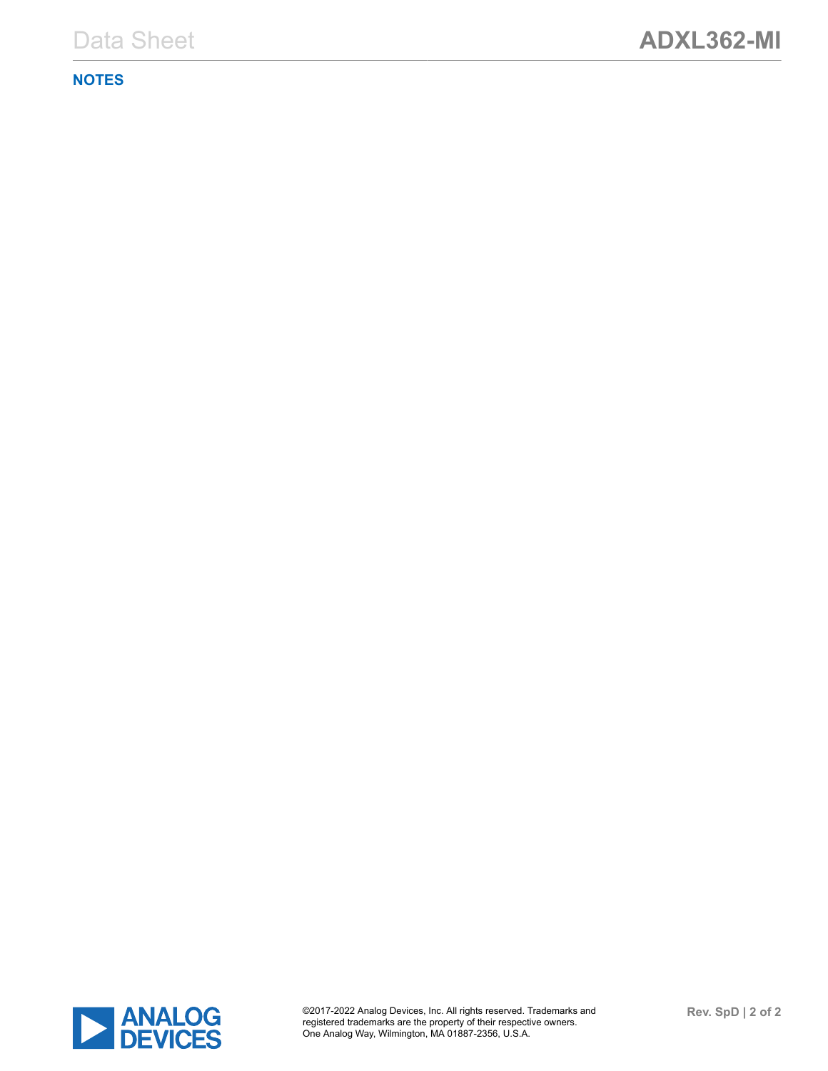## NOTES

©2017-2022 Analog Devices, Inc. All rights reserved. Trademarks and registered trademarks are the property of their respective owners.
One Analog Way, Wilmington, MA 01887-2356, U.S.A.